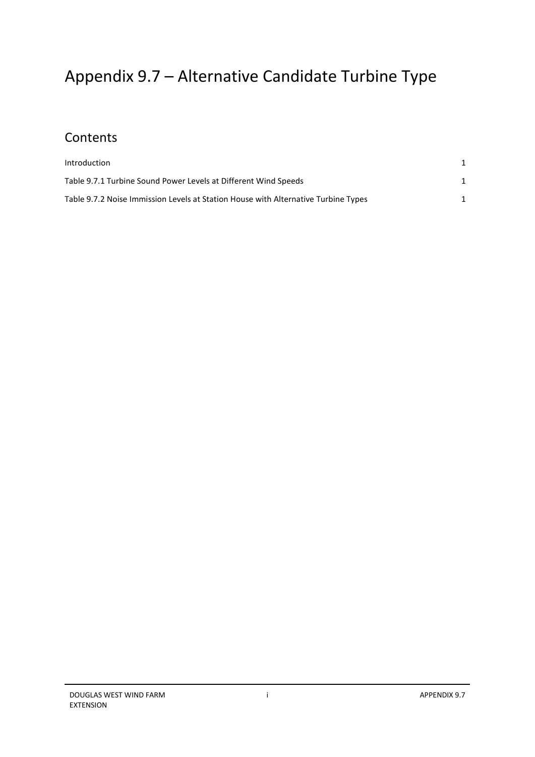# Appendix 9.7 – Alternative Candidate Turbine Type

## Contents

| | |
|---|---|
| Introduction | 1 |
| Table 9.7.1 Turbine Sound Power Levels at Different Wind Speeds | 1 |
| Table 9.7.2 Noise Immission Levels at Station House with Alternative Turbine Types | 1 |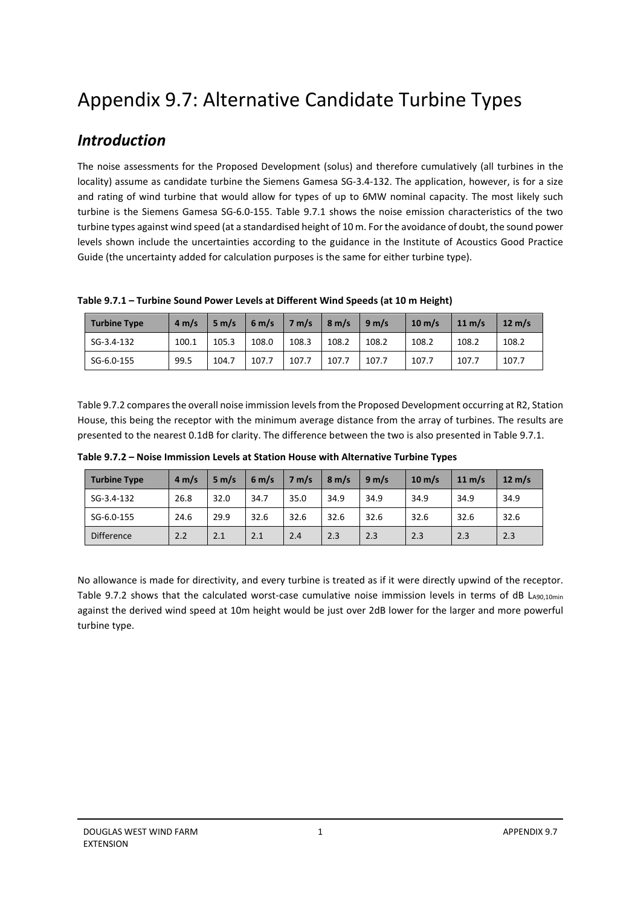// Appendix 9.7: Alternative Candidate Turbine Types

## *Introduction*

The noise assessments for the Proposed Development (solus) and therefore cumulatively (all turbines in the locality) assume as candidate turbine the Siemens Gamesa SG-3.4-132. The application, however, is for a size and rating of wind turbine that would allow for types of up to 6MW nominal capacity. The most likely such turbine is the Siemens Gamesa SG-6.0-155. Table 9.7.1 shows the noise emission characteristics of the two turbine types against wind speed (at a standardised height of 10 m. For the avoidance of doubt, the sound power levels shown include the uncertainties according to the guidance in the Institute of Acoustics Good Practice Guide (the uncertainty added for calculation purposes is the same for either turbine type).

**Table 9.7.1 – Turbine Sound Power Levels at Different Wind Speeds (at 10 m Height)**

| Turbine Type | 4 m/s | 5 m/s | 6 m/s | 7 m/s | 8 m/s | 9 m/s | 10 m/s | 11 m/s | 12 m/s |
|---|---|---|---|---|---|---|---|---|---|
| SG-3.4-132 | 100.1 | 105.3 | 108.0 | 108.3 | 108.2 | 108.2 | 108.2 | 108.2 | 108.2 |
| SG-6.0-155 | 99.5 | 104.7 | 107.7 | 107.7 | 107.7 | 107.7 | 107.7 | 107.7 | 107.7 |

Table 9.7.2 compares the overall noise immission levels from the Proposed Development occurring at R2, Station House, this being the receptor with the minimum average distance from the array of turbines. The results are presented to the nearest 0.1dB for clarity. The difference between the two is also presented in Table 9.7.1.

**Table 9.7.2 – Noise Immission Levels at Station House with Alternative Turbine Types**

| Turbine Type | 4 m/s | 5 m/s | 6 m/s | 7 m/s | 8 m/s | 9 m/s | 10 m/s | 11 m/s | 12 m/s |
|---|---|---|---|---|---|---|---|---|---|
| SG-3.4-132 | 26.8 | 32.0 | 34.7 | 35.0 | 34.9 | 34.9 | 34.9 | 34.9 | 34.9 |
| SG-6.0-155 | 24.6 | 29.9 | 32.6 | 32.6 | 32.6 | 32.6 | 32.6 | 32.6 | 32.6 |
| Difference | 2.2 | 2.1 | 2.1 | 2.4 | 2.3 | 2.3 | 2.3 | 2.3 | 2.3 |

No allowance is made for directivity, and every turbine is treated as if it were directly upwind of the receptor. Table 9.7.2 shows that the calculated worst-case cumulative noise immission levels in terms of dB $L_{A90,10min}$ against the derived wind speed at 10m height would be just over 2dB lower for the larger and more powerful turbine type.